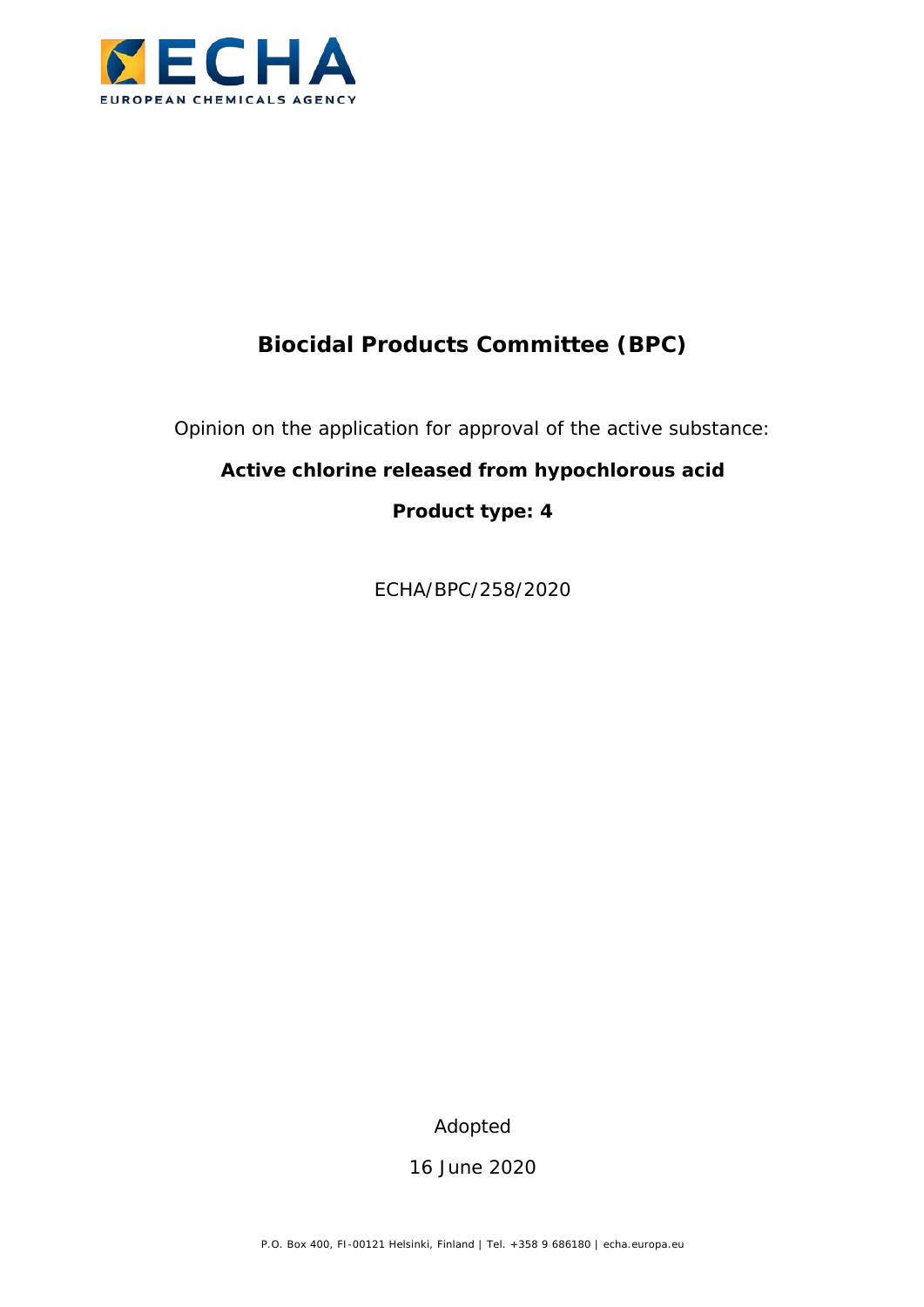ECHA
EUROPEAN CHEMICALS AGENCY

# Biocidal Products Committee (BPC)

Opinion on the application for approval of the active substance:

**Active chlorine released from hypochlorous acid**

**Product type: 4**

ECHA/BPC/258/2020

Adopted

16 June 2020

P.O. Box 400, FI-00121 Helsinki, Finland | Tel. +358 9 686180 | echa.europa.eu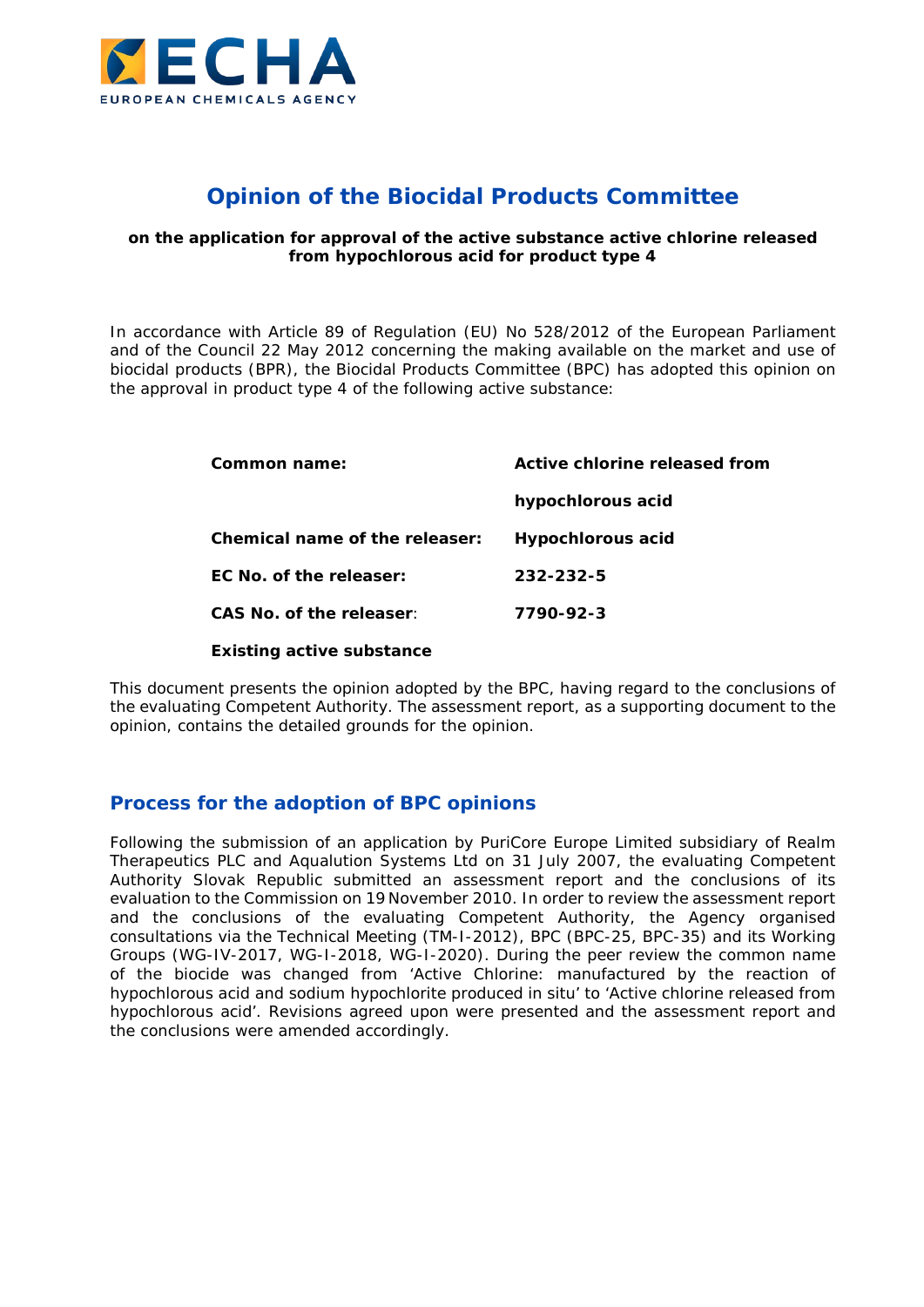# Opinion of the Biocidal Products Committee

**on the application for approval of the active substance active chlorine released from hypochlorous acid for product type 4**

In accordance with Article 89 of Regulation (EU) No 528/2012 of the European Parliament and of the Council 22 May 2012 concerning the making available on the market and use of biocidal products (BPR), the Biocidal Products Committee (BPC) has adopted this opinion on the approval in product type 4 of the following active substance:

| | |
|---|---|
| **Common name:** | **Active chlorine released from hypochlorous acid** |
| **Chemical name of the releaser:** | **Hypochlorous acid** |
| **EC No. of the releaser:** | **232-232-5** |
| **CAS No. of the releaser:** | **7790-92-3** |

**Existing active substance**

This document presents the opinion adopted by the BPC, having regard to the conclusions of the evaluating Competent Authority. The assessment report, as a supporting document to the opinion, contains the detailed grounds for the opinion.

## Process for the adoption of BPC opinions

Following the submission of an application by PuriCore Europe Limited subsidiary of Realm Therapeutics PLC and Aqualution Systems Ltd on 31 July 2007, the evaluating Competent Authority Slovak Republic submitted an assessment report and the conclusions of its evaluation to the Commission on 19 November 2010. In order to review the assessment report and the conclusions of the evaluating Competent Authority, the Agency organised consultations via the Technical Meeting (TM-I-2012), BPC (BPC-25, BPC-35) and its Working Groups (WG-IV-2017, WG-I-2018, WG-I-2020). During the peer review the common name of the biocide was changed from 'Active Chlorine: manufactured by the reaction of hypochlorous acid and sodium hypochlorite produced in situ' to 'Active chlorine released from hypochlorous acid'. Revisions agreed upon were presented and the assessment report and the conclusions were amended accordingly.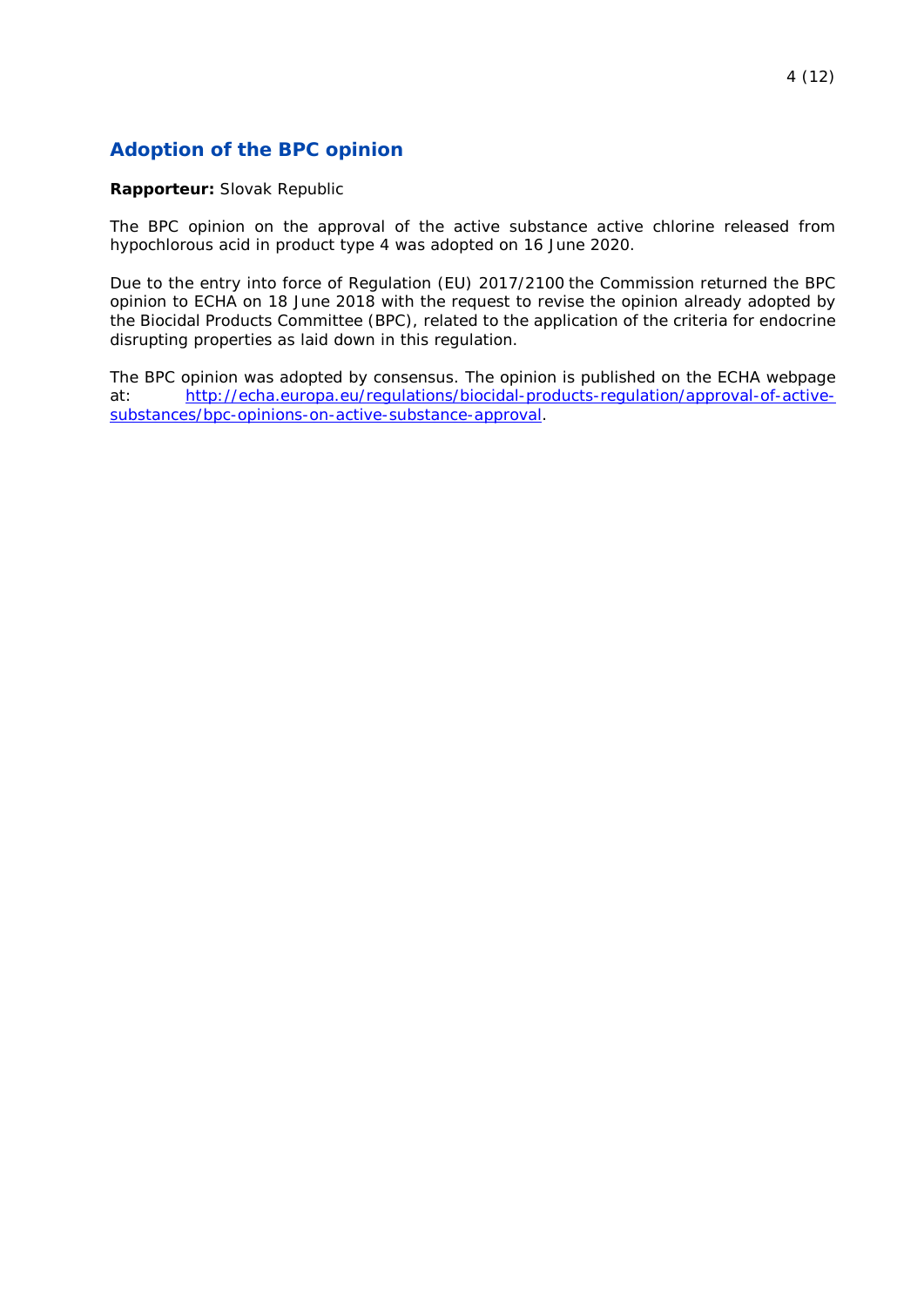## Adoption of the BPC opinion

**Rapporteur:** Slovak Republic

The BPC opinion on the approval of the active substance active chlorine released from hypochlorous acid in product type 4 was adopted on 16 June 2020.

Due to the entry into force of Regulation (EU) 2017/2100 the Commission returned the BPC opinion to ECHA on 18 June 2018 with the request to revise the opinion already adopted by the Biocidal Products Committee (BPC), related to the application of the criteria for endocrine disrupting properties as laid down in this regulation.

The BPC opinion was adopted by consensus. The opinion is published on the ECHA webpage at: [http://echa.europa.eu/regulations/biocidal-products-regulation/approval-of-active-substances/bpc-opinions-on-active-substance-approval](http://echa.europa.eu/regulations/biocidal-products-regulation/approval-of-active-substances/bpc-opinions-on-active-substance-approval).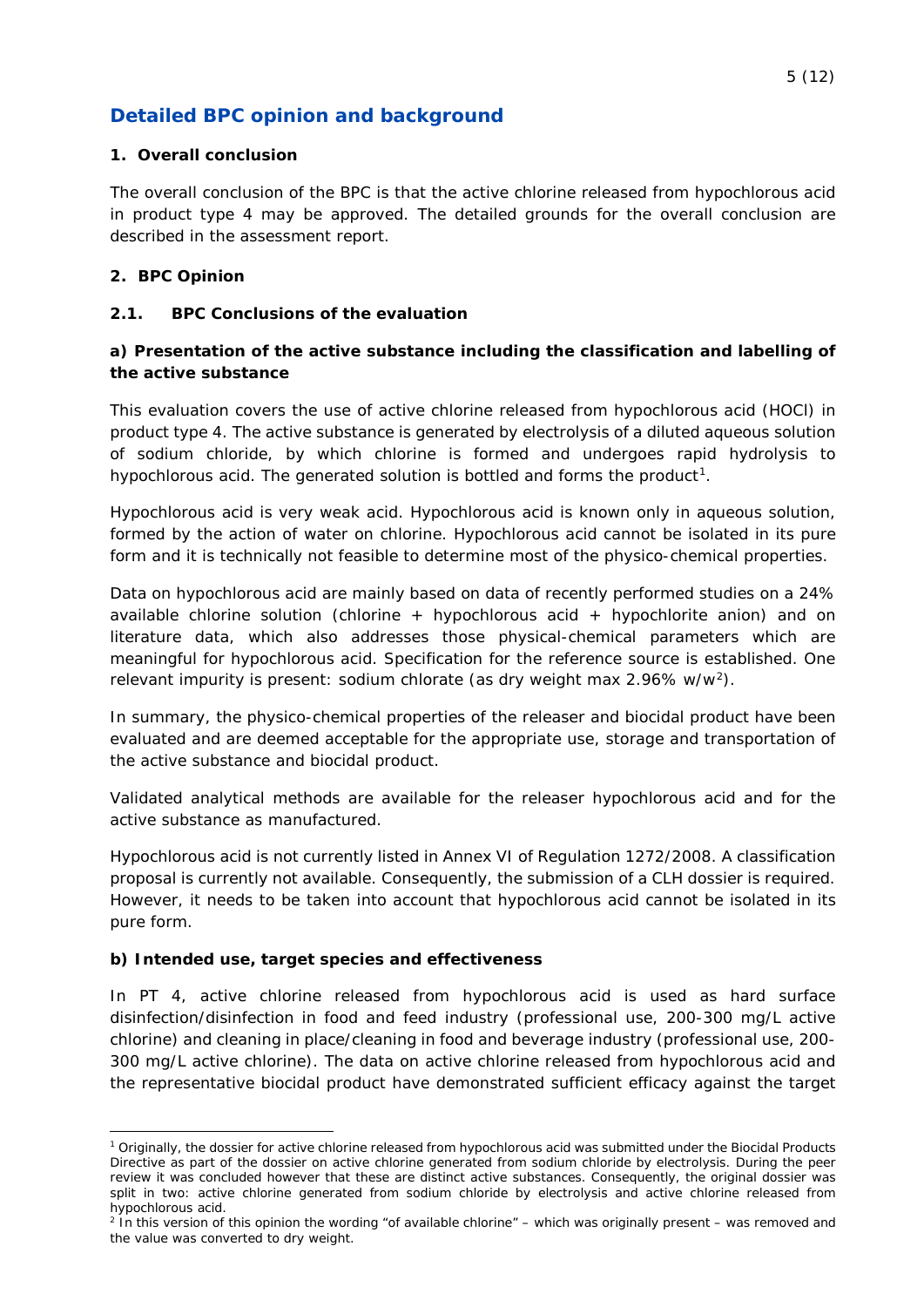## Detailed BPC opinion and background

### 1. Overall conclusion

The overall conclusion of the BPC is that the active chlorine released from hypochlorous acid in product type 4 may be approved. The detailed grounds for the overall conclusion are described in the assessment report.

### 2. BPC Opinion

#### 2.1. BPC Conclusions of the evaluation

**a) Presentation of the active substance including the classification and labelling of the active substance**

This evaluation covers the use of active chlorine released from hypochlorous acid (HOCl) in product type 4. The active substance is generated by electrolysis of a diluted aqueous solution of sodium chloride, by which chlorine is formed and undergoes rapid hydrolysis to hypochlorous acid. The generated solution is bottled and forms the product[1].

Hypochlorous acid is very weak acid. Hypochlorous acid is known only in aqueous solution, formed by the action of water on chlorine. Hypochlorous acid cannot be isolated in its pure form and it is technically not feasible to determine most of the physico-chemical properties.

Data on hypochlorous acid are mainly based on data of recently performed studies on a 24% available chlorine solution (chlorine + hypochlorous acid + hypochlorite anion) and on literature data, which also addresses those physical-chemical parameters which are meaningful for hypochlorous acid. Specification for the reference source is established. One relevant impurity is present: sodium chlorate (as dry weight max 2.96% w/w[2]).

In summary, the physico-chemical properties of the releaser and biocidal product have been evaluated and are deemed acceptable for the appropriate use, storage and transportation of the active substance and biocidal product.

Validated analytical methods are available for the releaser hypochlorous acid and for the active substance as manufactured.

Hypochlorous acid is not currently listed in Annex VI of Regulation 1272/2008. A classification proposal is currently not available. Consequently, the submission of a CLH dossier is required. However, it needs to be taken into account that hypochlorous acid cannot be isolated in its pure form.

**b) Intended use, target species and effectiveness**

In PT 4, active chlorine released from hypochlorous acid is used as hard surface disinfection/disinfection in food and feed industry (professional use, 200-300 mg/L active chlorine) and cleaning in place/cleaning in food and beverage industry (professional use, 200-300 mg/L active chlorine). The data on active chlorine released from hypochlorous acid and the representative biocidal product have demonstrated sufficient efficacy against the target

---

[1] Originally, the dossier for active chlorine released from hypochlorous acid was submitted under the Biocidal Products Directive as part of the dossier on active chlorine generated from sodium chloride by electrolysis. During the peer review it was concluded however that these are distinct active substances. Consequently, the original dossier was split in two: active chlorine generated from sodium chloride by electrolysis and active chlorine released from hypochlorous acid.

[2] In this version of this opinion the wording "of available chlorine" – which was originally present – was removed and the value was converted to dry weight.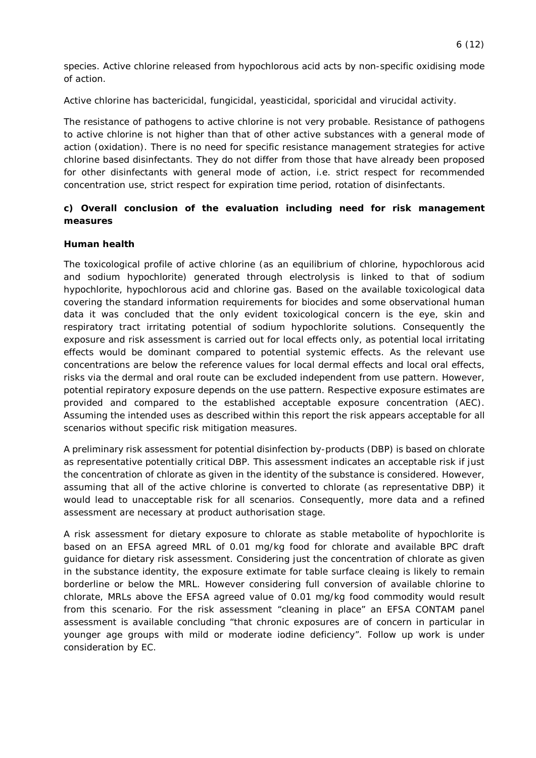species. Active chlorine released from hypochlorous acid acts by non-specific oxidising mode of action.

Active chlorine has bactericidal, fungicidal, yeasticidal, sporicidal and virucidal activity.

The resistance of pathogens to active chlorine is not very probable. Resistance of pathogens to active chlorine is not higher than that of other active substances with a general mode of action (oxidation). There is no need for specific resistance management strategies for active chlorine based disinfectants. They do not differ from those that have already been proposed for other disinfectants with general mode of action, i.e. strict respect for recommended concentration use, strict respect for expiration time period, rotation of disinfectants.

**c) Overall conclusion of the evaluation including need for risk management measures**

**Human health**

The toxicological profile of active chlorine (as an equilibrium of chlorine, hypochlorous acid and sodium hypochlorite) generated through electrolysis is linked to that of sodium hypochlorite, hypochlorous acid and chlorine gas. Based on the available toxicological data covering the standard information requirements for biocides and some observational human data it was concluded that the only evident toxicological concern is the eye, skin and respiratory tract irritating potential of sodium hypochlorite solutions. Consequently the exposure and risk assessment is carried out for local effects only, as potential local irritating effects would be dominant compared to potential systemic effects. As the relevant use concentrations are below the reference values for local dermal effects and local oral effects, risks via the dermal and oral route can be excluded independent from use pattern. However, potential repiratory exposure depends on the use pattern. Respective exposure estimates are provided and compared to the established acceptable exposure concentration (AEC). Assuming the intended uses as described within this report the risk appears acceptable for all scenarios without specific risk mitigation measures.

A preliminary risk assessment for potential disinfection by-products (DBP) is based on chlorate as representative potentially critical DBP. This assessment indicates an acceptable risk if just the concentration of chlorate as given in the identity of the substance is considered. However, assuming that all of the active chlorine is converted to chlorate (as representative DBP) it would lead to unacceptable risk for all scenarios. Consequently, more data and a refined assessment are necessary at product authorisation stage.

A risk assessment for dietary exposure to chlorate as stable metabolite of hypochlorite is based on an EFSA agreed MRL of 0.01 mg/kg food for chlorate and available BPC draft guidance for dietary risk assessment. Considering just the concentration of chlorate as given in the substance identity, the exposure extimate for table surface cleaing is likely to remain borderline or below the MRL. However considering full conversion of available chlorine to chlorate, MRLs above the EFSA agreed value of 0.01 mg/kg food commodity would result from this scenario. For the risk assessment "cleaning in place" an EFSA CONTAM panel assessment is available concluding "that chronic exposures are of concern in particular in younger age groups with mild or moderate iodine deficiency". Follow up work is under consideration by EC.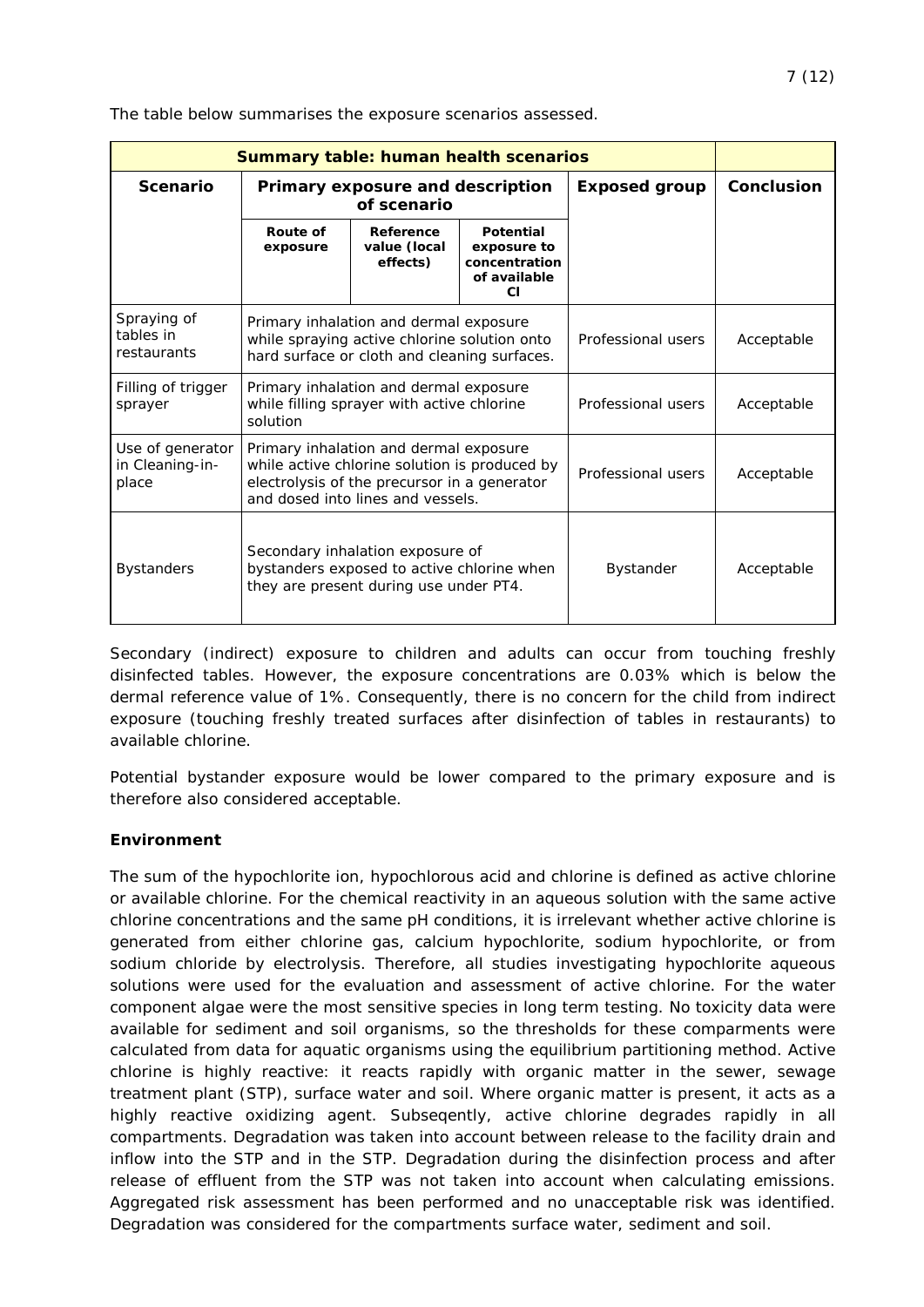The table below summarises the exposure scenarios assessed.

| Summary table: human health scenarios | | | | | |
|---|---|---|---|---|---|
| **Scenario** | **Primary exposure and description of scenario** | | | **Exposed group** | **Conclusion** |
| | **Route of exposure** | **Reference value (local effects)** | **Potential exposure to concentration of available Cl** | | |
| Spraying of tables in restaurants | Primary inhalation and dermal exposure while spraying active chlorine solution onto hard surface or cloth and cleaning surfaces. | | | Professional users | Acceptable |
| Filling of trigger sprayer | Primary inhalation and dermal exposure while filling sprayer with active chlorine solution | | | Professional users | Acceptable |
| Use of generator in Cleaning-in-place | Primary inhalation and dermal exposure while active chlorine solution is produced by electrolysis of the precursor in a generator and dosed into lines and vessels. | | | Professional users | Acceptable |
| Bystanders | Secondary inhalation exposure of bystanders exposed to active chlorine when they are present during use under PT4. | | | Bystander | Acceptable |

Secondary (indirect) exposure to children and adults can occur from touching freshly disinfected tables. However, the exposure concentrations are 0.03% which is below the dermal reference value of 1%. Consequently, there is no concern for the child from indirect exposure (touching freshly treated surfaces after disinfection of tables in restaurants) to available chlorine.

Potential bystander exposure would be lower compared to the primary exposure and is therefore also considered acceptable.

**Environment**

The sum of the hypochlorite ion, hypochlorous acid and chlorine is defined as active chlorine or available chlorine. For the chemical reactivity in an aqueous solution with the same active chlorine concentrations and the same pH conditions, it is irrelevant whether active chlorine is generated from either chlorine gas, calcium hypochlorite, sodium hypochlorite, or from sodium chloride by electrolysis. Therefore, all studies investigating hypochlorite aqueous solutions were used for the evaluation and assessment of active chlorine. For the water component algae were the most sensitive species in long term testing. No toxicity data were available for sediment and soil organisms, so the thresholds for these comparments were calculated from data for aquatic organisms using the equilibrium partitioning method. Active chlorine is highly reactive: it reacts rapidly with organic matter in the sewer, sewage treatment plant (STP), surface water and soil. Where organic matter is present, it acts as a highly reactive oxidizing agent. Subseqently, active chlorine degrades rapidly in all compartments. Degradation was taken into account between release to the facility drain and inflow into the STP and in the STP. Degradation during the disinfection process and after release of effluent from the STP was not taken into account when calculating emissions. Aggregated risk assessment has been performed and no unacceptable risk was identified. Degradation was considered for the compartments surface water, sediment and soil.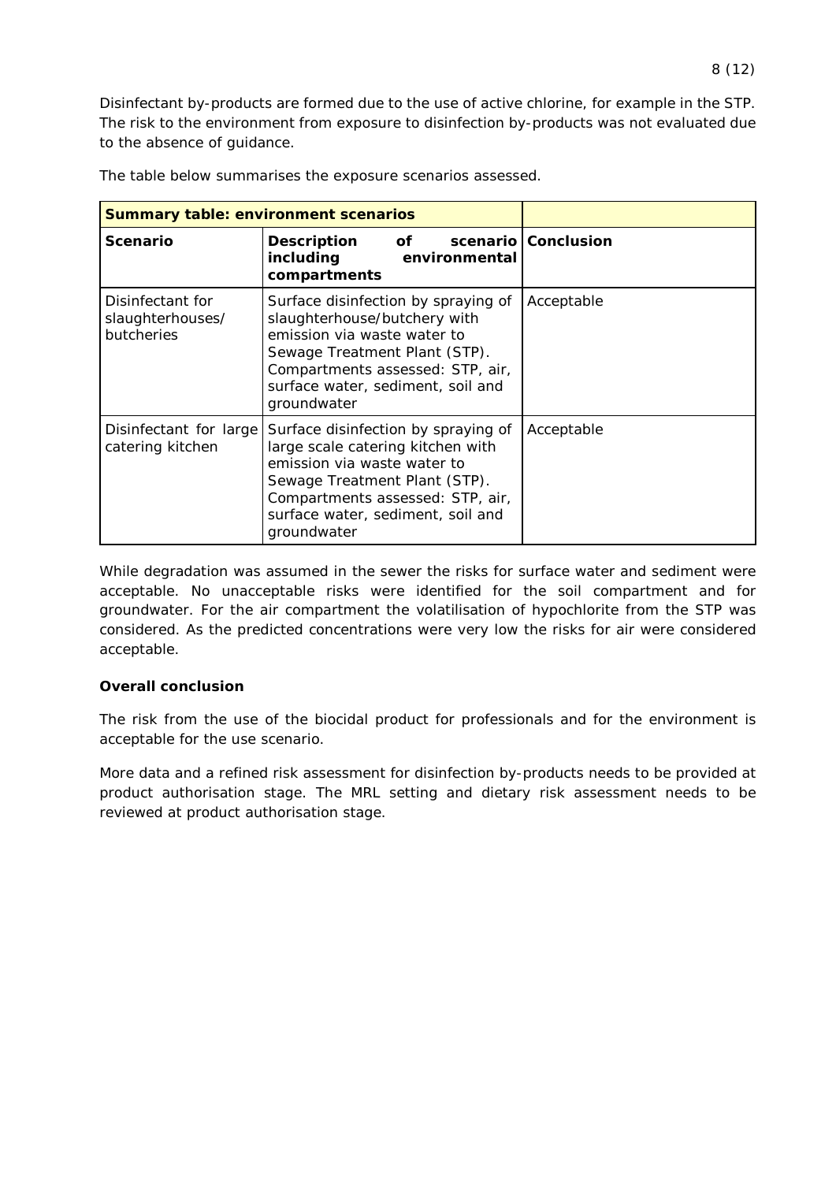Disinfectant by-products are formed due to the use of active chlorine, for example in the STP. The risk to the environment from exposure to disinfection by-products was not evaluated due to the absence of guidance.

The table below summarises the exposure scenarios assessed.

| **Summary table: environment scenarios** | | |
|---|---|---|
| **Scenario** | **Description of scenario including environmental compartments** | **Conclusion** |
| Disinfectant for slaughterhouses/ butcheries | Surface disinfection by spraying of slaughterhouse/butchery with emission via waste water to Sewage Treatment Plant (STP). Compartments assessed: STP, air, surface water, sediment, soil and groundwater | Acceptable |
| Disinfectant for large catering kitchen | Surface disinfection by spraying of large scale catering kitchen with emission via waste water to Sewage Treatment Plant (STP). Compartments assessed: STP, air, surface water, sediment, soil and groundwater | Acceptable |

While degradation was assumed in the sewer the risks for surface water and sediment were acceptable. No unacceptable risks were identified for the soil compartment and for groundwater. For the air compartment the volatilisation of hypochlorite from the STP was considered. As the predicted concentrations were very low the risks for air were considered acceptable.

**Overall conclusion**

The risk from the use of the biocidal product for professionals and for the environment is acceptable for the use scenario.

More data and a refined risk assessment for disinfection by-products needs to be provided at product authorisation stage. The MRL setting and dietary risk assessment needs to be reviewed at product authorisation stage.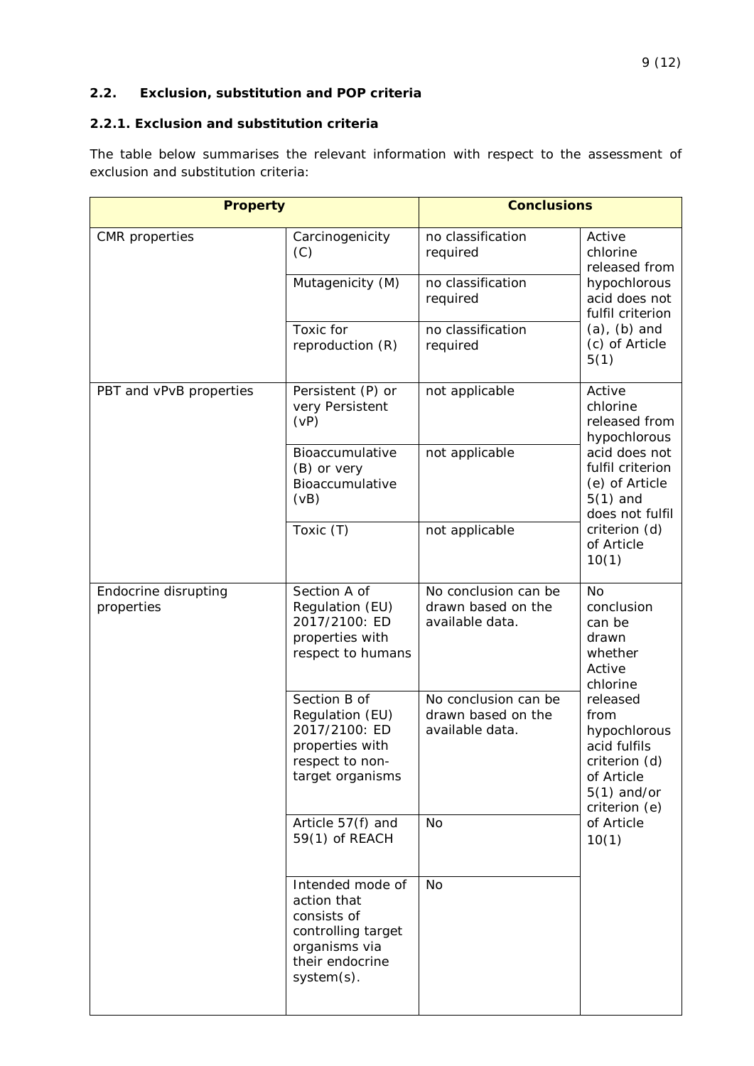## 2.2. Exclusion, substitution and POP criteria

### 2.2.1. Exclusion and substitution criteria

The table below summarises the relevant information with respect to the assessment of exclusion and substitution criteria:

| Property | | Conclusions | |
|---|---|---|---|
| CMR properties | Carcinogenicity (C) | no classification required | Active chlorine released from hypochlorous acid does not fulfil criterion (a), (b) and (c) of Article 5(1) |
| | Mutagenicity (M) | no classification required | |
| | Toxic for reproduction (R) | no classification required | |
| PBT and vPvB properties | Persistent (P) or very Persistent (vP) | not applicable | Active chlorine released from hypochlorous acid does not fulfil criterion (e) of Article 5(1) and does not fulfil criterion (d) of Article 10(1) |
| | Bioaccumulative (B) or very Bioaccumulative (vB) | not applicable | |
| | Toxic (T) | not applicable | |
| Endocrine disrupting properties | Section A of Regulation (EU) 2017/2100: ED properties with respect to humans | No conclusion can be drawn based on the available data. | No conclusion can be drawn whether Active chlorine released from hypochlorous acid fulfils criterion (d) of Article 5(1) and/or criterion (e) of Article 10(1) |
| | Section B of Regulation (EU) 2017/2100: ED properties with respect to non-target organisms | No conclusion can be drawn based on the available data. | |
| | Article 57(f) and 59(1) of REACH | No | |
| | Intended mode of action that consists of controlling target organisms via their endocrine system(s). | No | |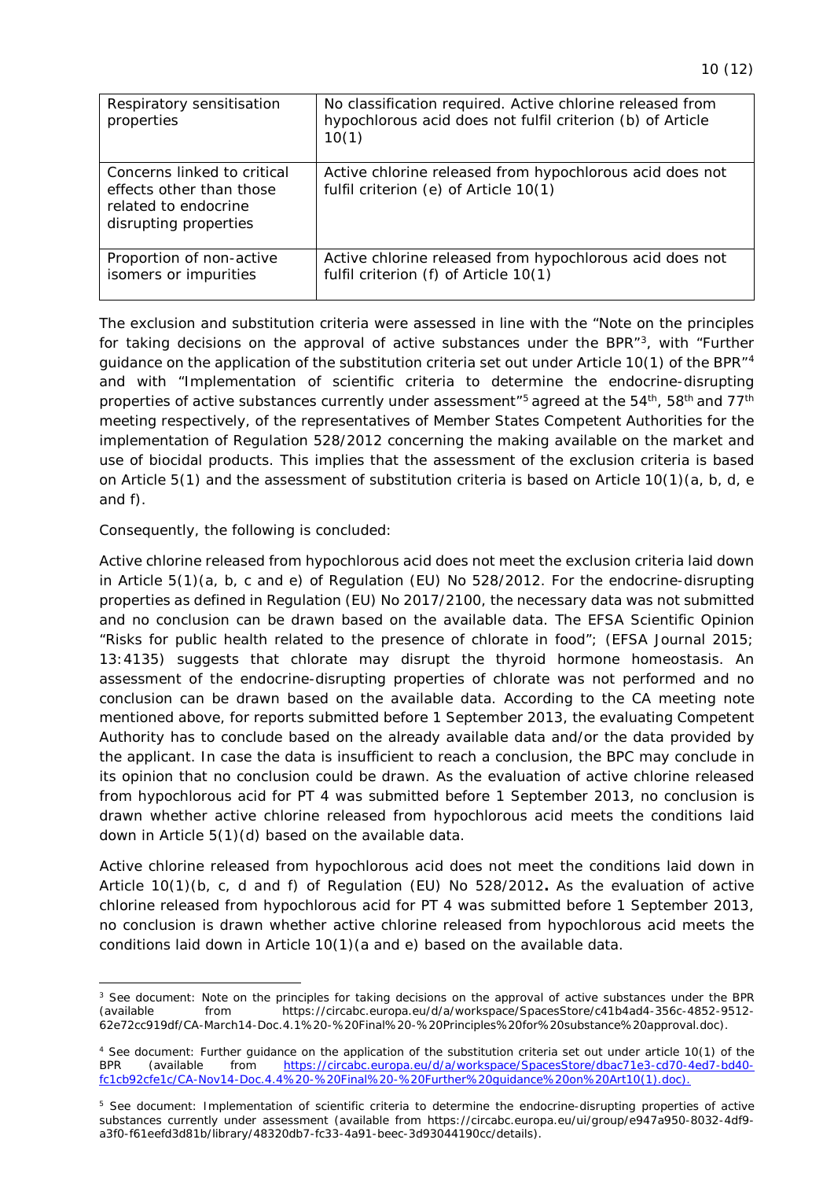| Respiratory sensitisation properties | No classification required. Active chlorine released from hypochlorous acid does not fulfil criterion (b) of Article 10(1) |
|---|---|
| Concerns linked to critical effects other than those related to endocrine disrupting properties | Active chlorine released from hypochlorous acid does not fulfil criterion (e) of Article 10(1) |
| Proportion of non-active isomers or impurities | Active chlorine released from hypochlorous acid does not fulfil criterion (f) of Article 10(1) |

The exclusion and substitution criteria were assessed in line with the "Note on the principles for taking decisions on the approval of active substances under the BPR"[3], with "Further guidance on the application of the substitution criteria set out under Article 10(1) of the BPR"[4] and with "Implementation of scientific criteria to determine the endocrine-disrupting properties of active substances currently under assessment"[5] agreed at the 54th, 58th and 77th meeting respectively, of the representatives of Member States Competent Authorities for the implementation of Regulation 528/2012 concerning the making available on the market and use of biocidal products. This implies that the assessment of the exclusion criteria is based on Article 5(1) and the assessment of substitution criteria is based on Article 10(1)(a, b, d, e and f).

Consequently, the following is concluded:

Active chlorine released from hypochlorous acid does not meet the exclusion criteria laid down in Article 5(1)(a, b, c and e) of Regulation (EU) No 528/2012. For the endocrine-disrupting properties as defined in Regulation (EU) No 2017/2100, the necessary data was not submitted and no conclusion can be drawn based on the available data. The EFSA Scientific Opinion "Risks for public health related to the presence of chlorate in food"; (EFSA Journal 2015; 13:4135) suggests that chlorate may disrupt the thyroid hormone homeostasis. An assessment of the endocrine-disrupting properties of chlorate was not performed and no conclusion can be drawn based on the available data. According to the CA meeting note mentioned above, for reports submitted before 1 September 2013, the evaluating Competent Authority has to conclude based on the already available data and/or the data provided by the applicant. In case the data is insufficient to reach a conclusion, the BPC may conclude in its opinion that no conclusion could be drawn. As the evaluation of active chlorine released from hypochlorous acid for PT 4 was submitted before 1 September 2013, no conclusion is drawn whether active chlorine released from hypochlorous acid meets the conditions laid down in Article 5(1)(d) based on the available data.

Active chlorine released from hypochlorous acid does not meet the conditions laid down in Article 10(1)(b, c, d and f) of Regulation (EU) No 528/2012**.** As the evaluation of active chlorine released from hypochlorous acid for PT 4 was submitted before 1 September 2013, no conclusion is drawn whether active chlorine released from hypochlorous acid meets the conditions laid down in Article 10(1)(a and e) based on the available data.

---

[3] See document: Note on the principles for taking decisions on the approval of active substances under the BPR (available from https://circabc.europa.eu/d/a/workspace/SpacesStore/c41b4ad4-356c-4852-9512-62e72cc919df/CA-March14-Doc.4.1%20-%20Final%20-%20Principles%20for%20substance%20approval.doc).

[4] See document: Further guidance on the application of the substitution criteria set out under article 10(1) of the BPR (available from https://circabc.europa.eu/d/a/workspace/SpacesStore/dbac71e3-cd70-4ed7-bd40-fc1cb92cfe1c/CA-Nov14-Doc.4.4%20-%20Final%20-%20Further%20guidance%20on%20Art10(1).doc).

[5] See document: Implementation of scientific criteria to determine the endocrine-disrupting properties of active substances currently under assessment (available from https://circabc.europa.eu/ui/group/e947a950-8032-4df9-a3f0-f61eefd3d81b/library/48320db7-fc33-4a91-beec-3d93044190cc/details).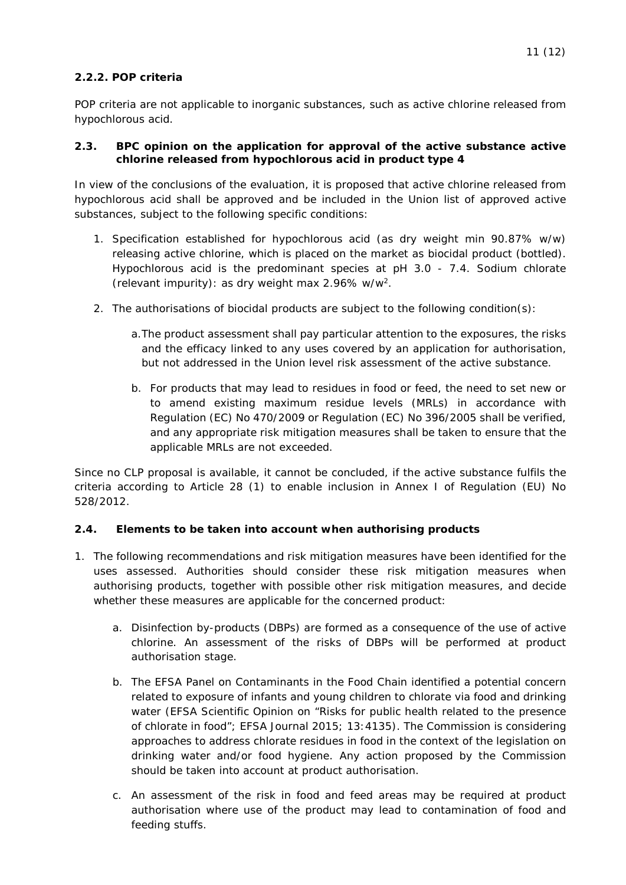#### 2.2.2. POP criteria

POP criteria are not applicable to inorganic substances, such as active chlorine released from hypochlorous acid.

### 2.3. BPC opinion on the application for approval of the active substance active chlorine released from hypochlorous acid in product type 4

In view of the conclusions of the evaluation, it is proposed that active chlorine released from hypochlorous acid shall be approved and be included in the Union list of approved active substances, subject to the following specific conditions:

1. Specification established for hypochlorous acid (as dry weight min 90.87% w/w) releasing active chlorine, which is placed on the market as biocidal product (bottled). Hypochlorous acid is the predominant species at pH 3.0 - 7.4. Sodium chlorate (relevant impurity): as dry weight max 2.96% w/w[2].

2. The authorisations of biocidal products are subject to the following condition(s):

    a. The product assessment shall pay particular attention to the exposures, the risks and the efficacy linked to any uses covered by an application for authorisation, but not addressed in the Union level risk assessment of the active substance.

    b. For products that may lead to residues in food or feed, the need to set new or to amend existing maximum residue levels (MRLs) in accordance with Regulation (EC) No 470/2009 or Regulation (EC) No 396/2005 shall be verified, and any appropriate risk mitigation measures shall be taken to ensure that the applicable MRLs are not exceeded.

Since no CLP proposal is available, it cannot be concluded, if the active substance fulfils the criteria according to Article 28 (1) to enable inclusion in Annex I of Regulation (EU) No 528/2012.

### 2.4. Elements to be taken into account when authorising products

1. The following recommendations and risk mitigation measures have been identified for the uses assessed. Authorities should consider these risk mitigation measures when authorising products, together with possible other risk mitigation measures, and decide whether these measures are applicable for the concerned product:

    a. Disinfection by-products (DBPs) are formed as a consequence of the use of active chlorine. An assessment of the risks of DBPs will be performed at product authorisation stage.

    b. The EFSA Panel on Contaminants in the Food Chain identified a potential concern related to exposure of infants and young children to chlorate via food and drinking water (EFSA Scientific Opinion on "Risks for public health related to the presence of chlorate in food"; EFSA Journal 2015; 13:4135). The Commission is considering approaches to address chlorate residues in food in the context of the legislation on drinking water and/or food hygiene. Any action proposed by the Commission should be taken into account at product authorisation.

    c. An assessment of the risk in food and feed areas may be required at product authorisation where use of the product may lead to contamination of food and feeding stuffs.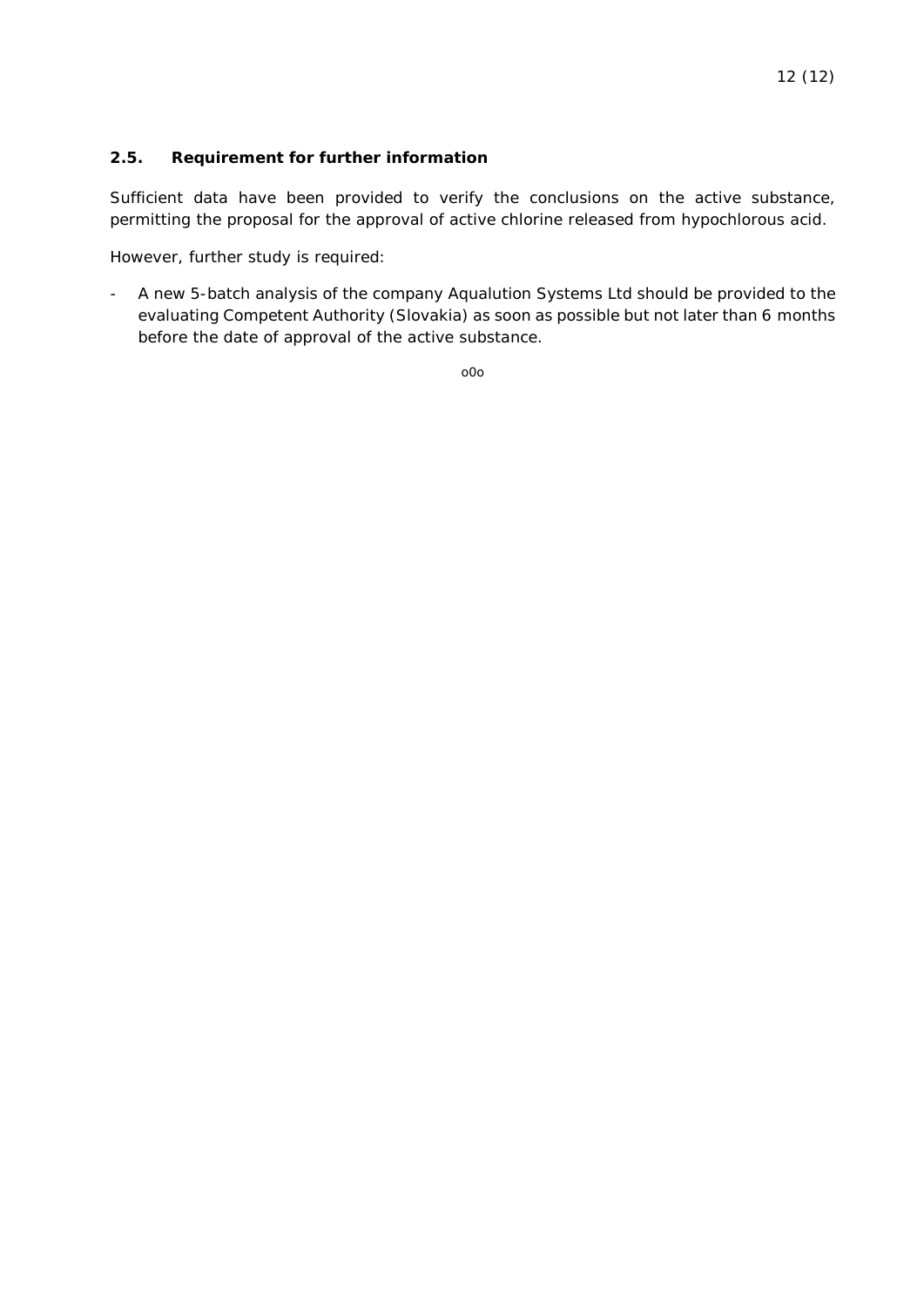## 2.5. Requirement for further information

Sufficient data have been provided to verify the conclusions on the active substance, permitting the proposal for the approval of active chlorine released from hypochlorous acid.

However, further study is required:

- A new 5-batch analysis of the company Aqualution Systems Ltd should be provided to the evaluating Competent Authority (Slovakia) as soon as possible but not later than 6 months before the date of approval of the active substance.

o0o